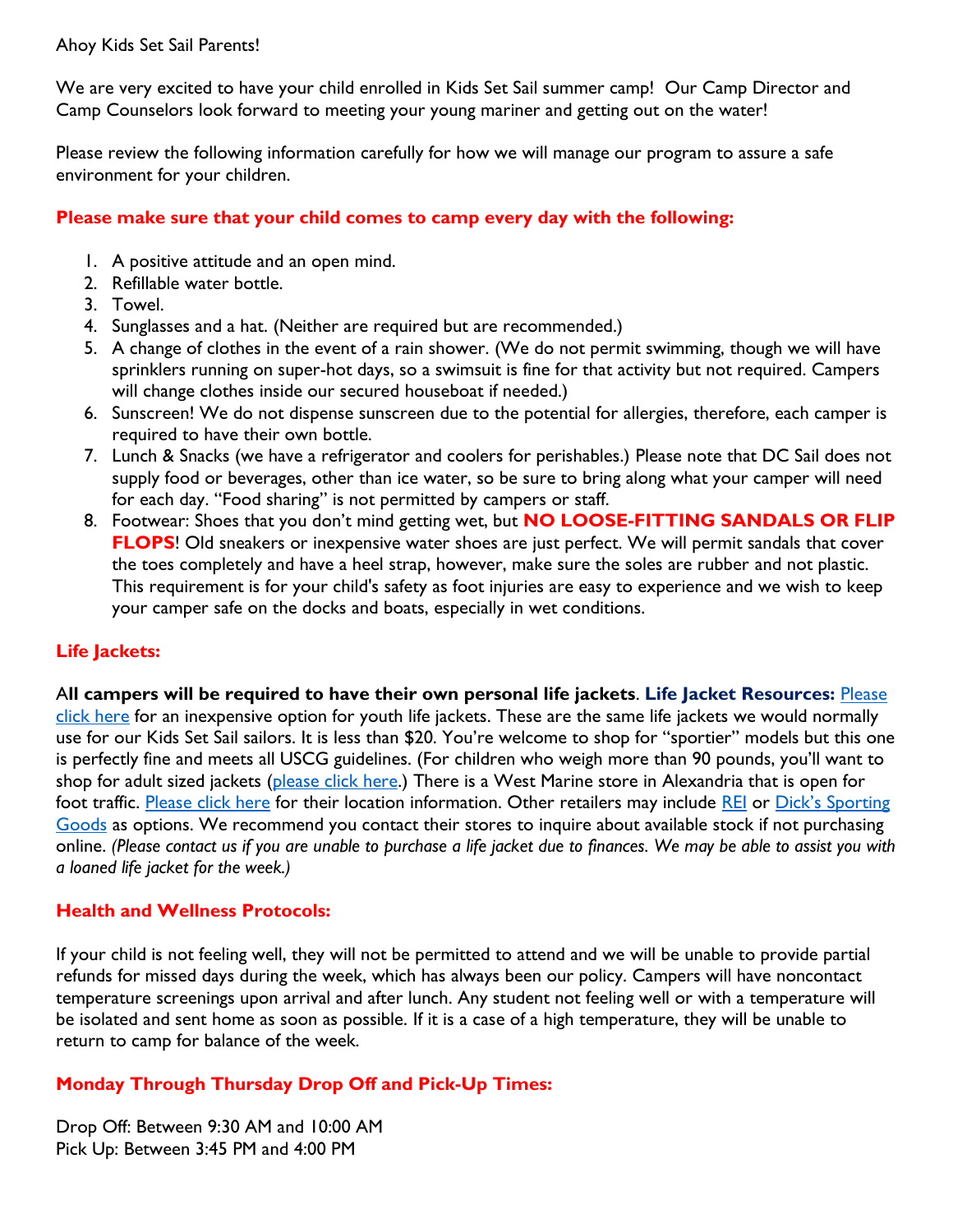Ahoy Kids Set Sail Parents!

We are very excited to have your child enrolled in Kids Set Sail summer camp! Our Camp Director and Camp Counselors look forward to meeting your young mariner and getting out on the water!

Please review the following information carefully for how we will manage our program to assure a safe environment for your children.

### **Please make sure that your child comes to camp every day with the following:**

1. A positive attitude and an open mind.
2. Refillable water bottle.
3. Towel.
4. Sunglasses and a hat. (Neither are required but are recommended.)
5. A change of clothes in the event of a rain shower. (We do not permit swimming, though we will have sprinklers running on super-hot days, so a swimsuit is fine for that activity but not required. Campers will change clothes inside our secured houseboat if needed.)
6. Sunscreen! We do not dispense sunscreen due to the potential for allergies, therefore, each camper is required to have their own bottle.
7. Lunch & Snacks (we have a refrigerator and coolers for perishables.) Please note that DC Sail does not supply food or beverages, other than ice water, so be sure to bring along what your camper will need for each day. "Food sharing" is not permitted by campers or staff.
8. Footwear: Shoes that you don't mind getting wet, but **NO LOOSE-FITTING SANDALS OR FLIP FLOPS**! Old sneakers or inexpensive water shoes are just perfect. We will permit sandals that cover the toes completely and have a heel strap, however, make sure the soles are rubber and not plastic. This requirement is for your child's safety as foot injuries are easy to experience and we wish to keep your camper safe on the docks and boats, especially in wet conditions.

### **Life Jackets:**

A**ll campers will be required to have their own personal life jackets**. **Life Jacket Resources:** Please click here for an inexpensive option for youth life jackets. These are the same life jackets we would normally use for our Kids Set Sail sailors. It is less than $20. You're welcome to shop for "sportier" models but this one is perfectly fine and meets all USCG guidelines. (For children who weigh more than 90 pounds, you'll want to shop for adult sized jackets (please click here.) There is a West Marine store in Alexandria that is open for foot traffic. Please click here for their location information. Other retailers may include REI or Dick's Sporting Goods as options. We recommend you contact their stores to inquire about available stock if not purchasing online. *(Please contact us if you are unable to purchase a life jacket due to finances. We may be able to assist you with a loaned life jacket for the week.)*

### **Health and Wellness Protocols:**

If your child is not feeling well, they will not be permitted to attend and we will be unable to provide partial refunds for missed days during the week, which has always been our policy. Campers will have noncontact temperature screenings upon arrival and after lunch. Any student not feeling well or with a temperature will be isolated and sent home as soon as possible. If it is a case of a high temperature, they will be unable to return to camp for balance of the week.

### **Monday Through Thursday Drop Off and Pick-Up Times:**

Drop Off: Between 9:30 AM and 10:00 AM
Pick Up: Between 3:45 PM and 4:00 PM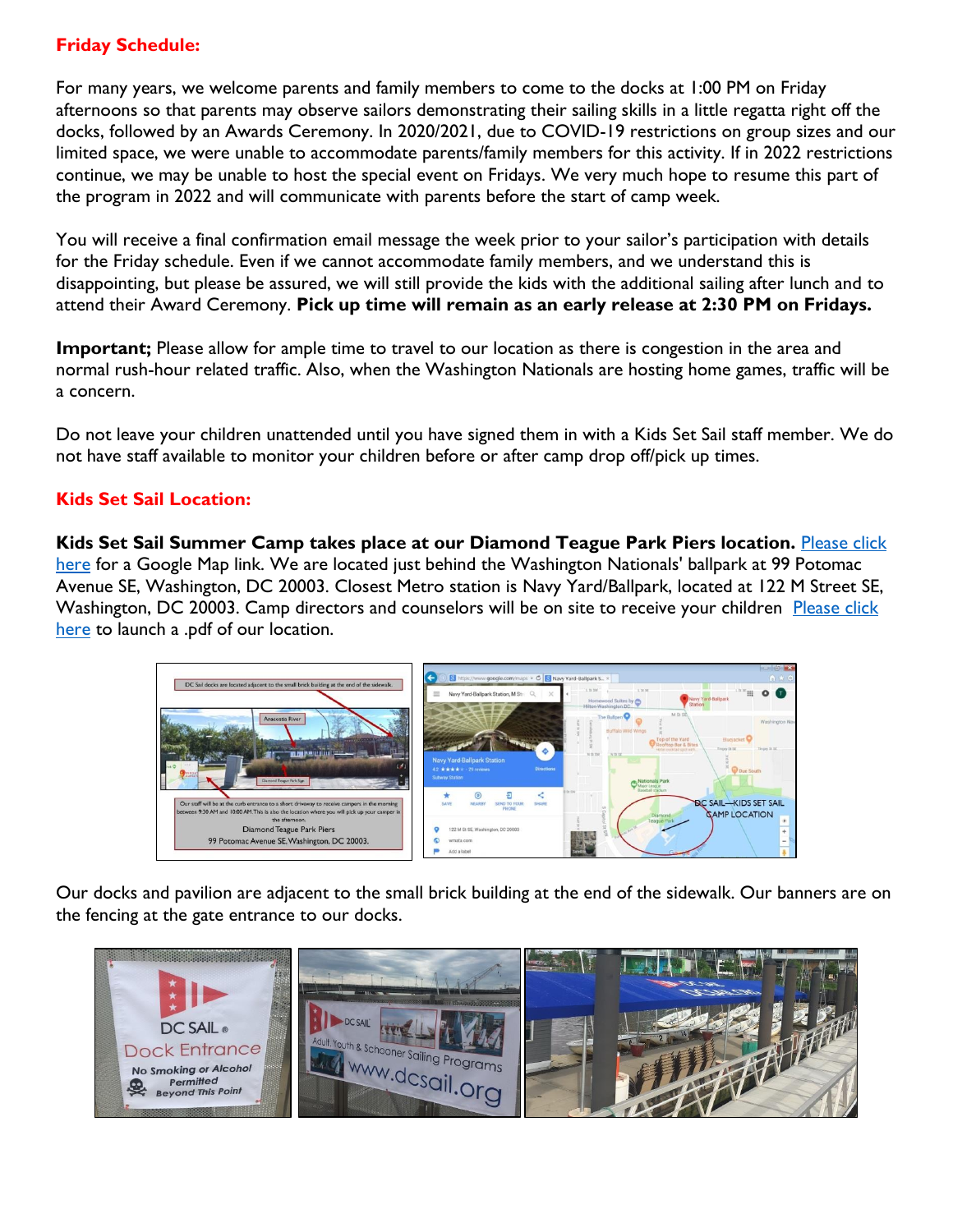**Friday Schedule:**

For many years, we welcome parents and family members to come to the docks at 1:00 PM on Friday afternoons so that parents may observe sailors demonstrating their sailing skills in a little regatta right off the docks, followed by an Awards Ceremony. In 2020/2021, due to COVID-19 restrictions on group sizes and our limited space, we were unable to accommodate parents/family members for this activity. If in 2022 restrictions continue, we may be unable to host the special event on Fridays. We very much hope to resume this part of the program in 2022 and will communicate with parents before the start of camp week.

You will receive a final confirmation email message the week prior to your sailor's participation with details for the Friday schedule. Even if we cannot accommodate family members, and we understand this is disappointing, but please be assured, we will still provide the kids with the additional sailing after lunch and to attend their Award Ceremony. **Pick up time will remain as an early release at 2:30 PM on Fridays.**

**Important;** Please allow for ample time to travel to our location as there is congestion in the area and normal rush-hour related traffic. Also, when the Washington Nationals are hosting home games, traffic will be a concern.

Do not leave your children unattended until you have signed them in with a Kids Set Sail staff member. We do not have staff available to monitor your children before or after camp drop off/pick up times.

**Kids Set Sail Location:**

**Kids Set Sail Summer Camp takes place at our Diamond Teague Park Piers location.** Please click here for a Google Map link. We are located just behind the Washington Nationals' ballpark at 99 Potomac Avenue SE, Washington, DC 20003. Closest Metro station is Navy Yard/Ballpark, located at 122 M Street SE, Washington, DC 20003. Camp directors and counselors will be on site to receive your children  Please click here to launch a .pdf of our location.

Our docks and pavilion are adjacent to the small brick building at the end of the sidewalk. Our banners are on the fencing at the gate entrance to our docks.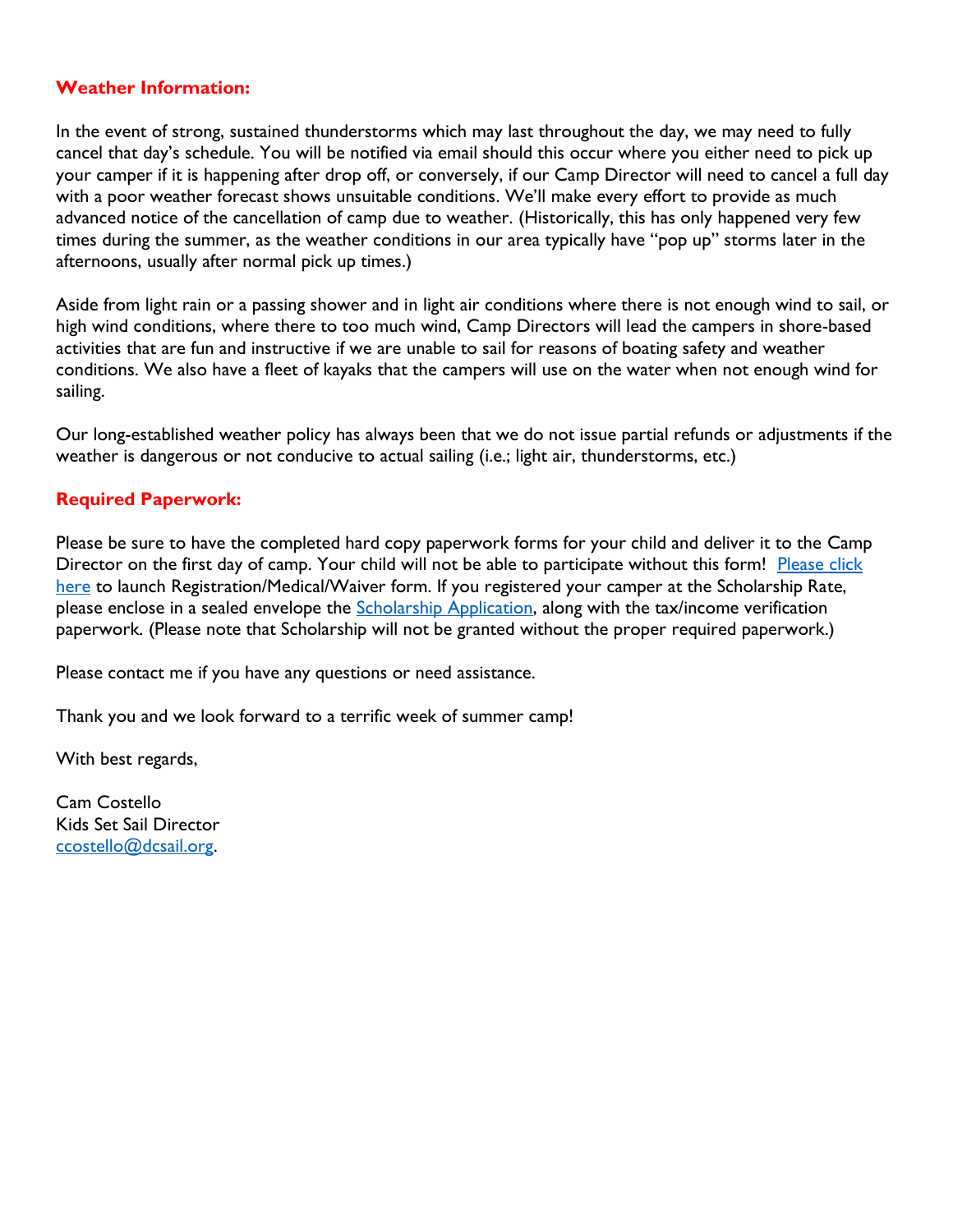**Weather Information:**

In the event of strong, sustained thunderstorms which may last throughout the day, we may need to fully cancel that day's schedule. You will be notified via email should this occur where you either need to pick up your camper if it is happening after drop off, or conversely, if our Camp Director will need to cancel a full day with a poor weather forecast shows unsuitable conditions. We'll make every effort to provide as much advanced notice of the cancellation of camp due to weather. (Historically, this has only happened very few times during the summer, as the weather conditions in our area typically have "pop up" storms later in the afternoons, usually after normal pick up times.)

Aside from light rain or a passing shower and in light air conditions where there is not enough wind to sail, or high wind conditions, where there to too much wind, Camp Directors will lead the campers in shore-based activities that are fun and instructive if we are unable to sail for reasons of boating safety and weather conditions. We also have a fleet of kayaks that the campers will use on the water when not enough wind for sailing.

Our long-established weather policy has always been that we do not issue partial refunds or adjustments if the weather is dangerous or not conducive to actual sailing (i.e.; light air, thunderstorms, etc.)

**Required Paperwork:**

Please be sure to have the completed hard copy paperwork forms for your child and deliver it to the Camp Director on the first day of camp. Your child will not be able to participate without this form! Please click here to launch Registration/Medical/Waiver form. If you registered your camper at the Scholarship Rate, please enclose in a sealed envelope the Scholarship Application, along with the tax/income verification paperwork. (Please note that Scholarship will not be granted without the proper required paperwork.)

Please contact me if you have any questions or need assistance.

Thank you and we look forward to a terrific week of summer camp!

With best regards,

Cam Costello
Kids Set Sail Director
ccostello@dcsail.org.